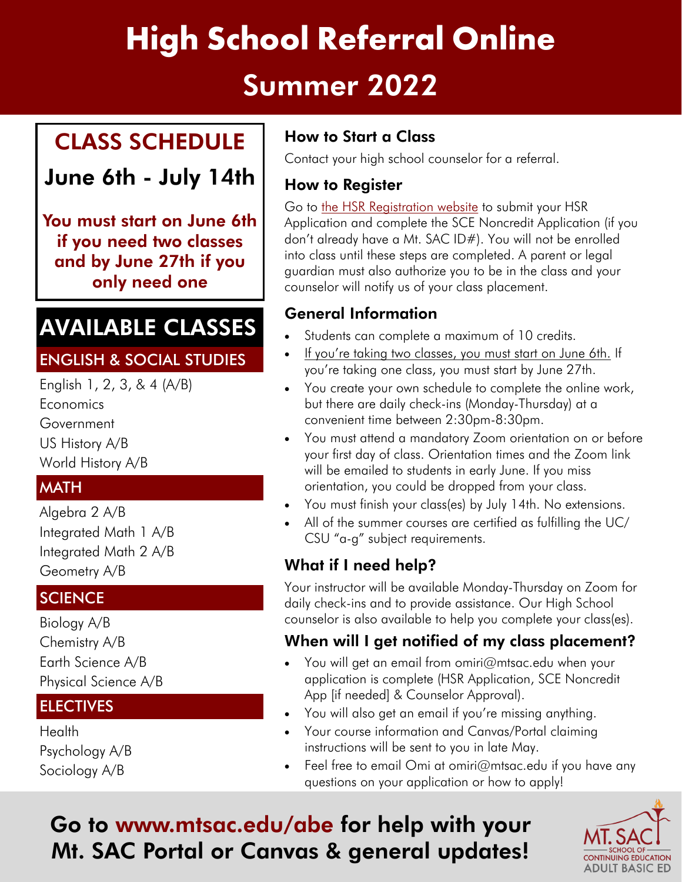# High School Referral Online

# Summer 2022

## CLASS SCHEDULE

### June 6th - July 14th

**You must start on June 6th if you need two classes and by June 27th if you only need one**

## AVAILABLE CLASSES

### ENGLISH & SOCIAL STUDIES

English 1, 2, 3, & 4 (A/B)
Economics
Government
US History A/B
World History A/B

### MATH

Algebra 2 A/B
Integrated Math 1 A/B
Integrated Math 2 A/B
Geometry A/B

### SCIENCE

Biology A/B
Chemistry A/B
Earth Science A/B
Physical Science A/B

### ELECTIVES

Health
Psychology A/B
Sociology A/B

### How to Start a Class

Contact your high school counselor for a referral.

### How to Register

Go to the HSR Registration website to submit your HSR Application and complete the SCE Noncredit Application (if you don't already have a Mt. SAC ID#). You will not be enrolled into class until these steps are completed. A parent or legal guardian must also authorize you to be in the class and your counselor will notify us of your class placement.

### General Information

- Students can complete a maximum of 10 credits.
- If you're taking two classes, you must start on June 6th. If you're taking one class, you must start by June 27th.
- You create your own schedule to complete the online work, but there are daily check-ins (Monday-Thursday) at a convenient time between 2:30pm-8:30pm.
- You must attend a mandatory Zoom orientation on or before your first day of class. Orientation times and the Zoom link will be emailed to students in early June. If you miss orientation, you could be dropped from your class.
- You must finish your class(es) by July 14th. No extensions.
- All of the summer courses are certified as fulfilling the UC/CSU "a-g" subject requirements.

### What if I need help?

Your instructor will be available Monday-Thursday on Zoom for daily check-ins and to provide assistance. Our High School counselor is also available to help you complete your class(es).

### When will I get notified of my class placement?

- You will get an email from omiri@mtsac.edu when your application is complete (HSR Application, SCE Noncredit App [if needed] & Counselor Approval).
- You will also get an email if you're missing anything.
- Your course information and Canvas/Portal claiming instructions will be sent to you in late May.
- Feel free to email Omi at omiri@mtsac.edu if you have any questions on your application or how to apply!

## Go to www.mtsac.edu/abe for help with your Mt. SAC Portal or Canvas & general updates!

MT. SAC SCHOOL OF CONTINUING EDUCATION ADULT BASIC ED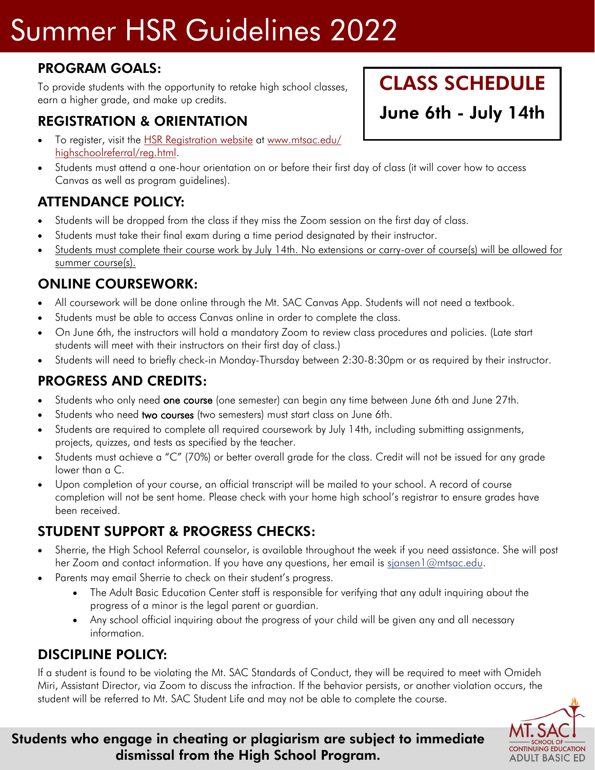# Summer HSR Guidelines 2022

## CLASS SCHEDULE

**June 6th - July 14th**

## PROGRAM GOALS:

To provide students with the opportunity to retake high school classes, earn a higher grade, and make up credits.

## REGISTRATION & ORIENTATION

- To register, visit the HSR Registration website at www.mtsac.edu/highschoolreferral/reg.html.
- Students must attend a one-hour orientation on or before their first day of class (it will cover how to access Canvas as well as program guidelines).

## ATTENDANCE POLICY:

- Students will be dropped from the class if they miss the Zoom session on the first day of class.
- Students must take their final exam during a time period designated by their instructor.
- Students must complete their course work by July 14th. No extensions or carry-over of course(s) will be allowed for summer course(s).

## ONLINE COURSEWORK:

- All coursework will be done online through the Mt. SAC Canvas App. Students will not need a textbook.
- Students must be able to access Canvas online in order to complete the class.
- On June 6th, the instructors will hold a mandatory Zoom to review class procedures and policies. (Late start students will meet with their instructors on their first day of class.)
- Students will need to briefly check-in Monday-Thursday between 2:30-8:30pm or as required by their instructor.

## PROGRESS AND CREDITS:

- Students who only need **one course** (one semester) can begin any time between June 6th and June 27th.
- Students who need **two courses** (two semesters) must start class on June 6th.
- Students are required to complete all required coursework by July 14th, including submitting assignments, projects, quizzes, and tests as specified by the teacher.
- Students must achieve a "C" (70%) or better overall grade for the class. Credit will not be issued for any grade lower than a C.
- Upon completion of your course, an official transcript will be mailed to your school. A record of course completion will not be sent home. Please check with your home high school's registrar to ensure grades have been received.

## STUDENT SUPPORT & PROGRESS CHECKS:

- Sherrie, the High School Referral counselor, is available throughout the week if you need assistance. She will post her Zoom and contact information. If you have any questions, her email is sjansen1@mtsac.edu.
- Parents may email Sherrie to check on their student's progress.
  - The Adult Basic Education Center staff is responsible for verifying that any adult inquiring about the progress of a minor is the legal parent or guardian.
  - Any school official inquiring about the progress of your child will be given any and all necessary information.

## DISCIPLINE POLICY:

If a student is found to be violating the Mt. SAC Standards of Conduct, they will be required to meet with Omideh Miri, Assistant Director, via Zoom to discuss the infraction. If the behavior persists, or another violation occurs, the student will be referred to Mt. SAC Student Life and may not be able to complete the course.

**Students who engage in cheating or plagiarism are subject to immediate dismissal from the High School Program.**

MT. SAC SCHOOL OF CONTINUING EDUCATION ADULT BASIC ED